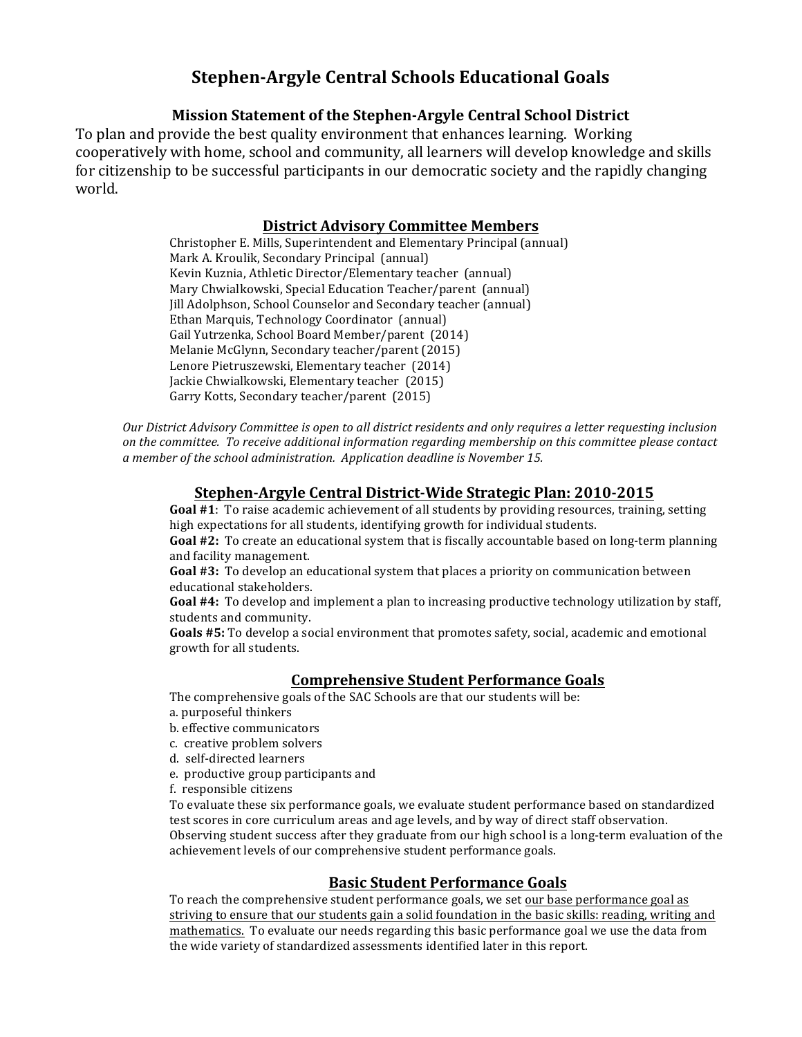# Stephen-Argyle Central Schools Educational Goals

## Mission Statement of the Stephen-Argyle Central School District

To plan and provide the best quality environment that enhances learning. Working cooperatively with home, school and community, all learners will develop knowledge and skills for citizenship to be successful participants in our democratic society and the rapidly changing world.

## District Advisory Committee Members

Christopher E. Mills, Superintendent and Elementary Principal (annual)
Mark A. Kroulik, Secondary Principal (annual)
Kevin Kuznia, Athletic Director/Elementary teacher (annual)
Mary Chwialkowski, Special Education Teacher/parent (annual)
Jill Adolphson, School Counselor and Secondary teacher (annual)
Ethan Marquis, Technology Coordinator (annual)
Gail Yutrzenka, School Board Member/parent (2014)
Melanie McGlynn, Secondary teacher/parent (2015)
Lenore Pietruszewski, Elementary teacher (2014)
Jackie Chwialkowski, Elementary teacher (2015)
Garry Kotts, Secondary teacher/parent (2015)

*Our District Advisory Committee is open to all district residents and only requires a letter requesting inclusion on the committee. To receive additional information regarding membership on this committee please contact a member of the school administration. Application deadline is November 15.*

## Stephen-Argyle Central District-Wide Strategic Plan: 2010-2015

**Goal #1**: To raise academic achievement of all students by providing resources, training, setting high expectations for all students, identifying growth for individual students.

**Goal #2:** To create an educational system that is fiscally accountable based on long-term planning and facility management.

**Goal #3:** To develop an educational system that places a priority on communication between educational stakeholders.

**Goal #4:** To develop and implement a plan to increasing productive technology utilization by staff, students and community.

**Goals #5:** To develop a social environment that promotes safety, social, academic and emotional growth for all students.

## Comprehensive Student Performance Goals

The comprehensive goals of the SAC Schools are that our students will be:

a. purposeful thinkers
b. effective communicators
c. creative problem solvers
d. self-directed learners
e. productive group participants and
f. responsible citizens

To evaluate these six performance goals, we evaluate student performance based on standardized test scores in core curriculum areas and age levels, and by way of direct staff observation. Observing student success after they graduate from our high school is a long-term evaluation of the achievement levels of our comprehensive student performance goals.

## Basic Student Performance Goals

To reach the comprehensive student performance goals, we set our base performance goal as striving to ensure that our students gain a solid foundation in the basic skills: reading, writing and mathematics. To evaluate our needs regarding this basic performance goal we use the data from the wide variety of standardized assessments identified later in this report.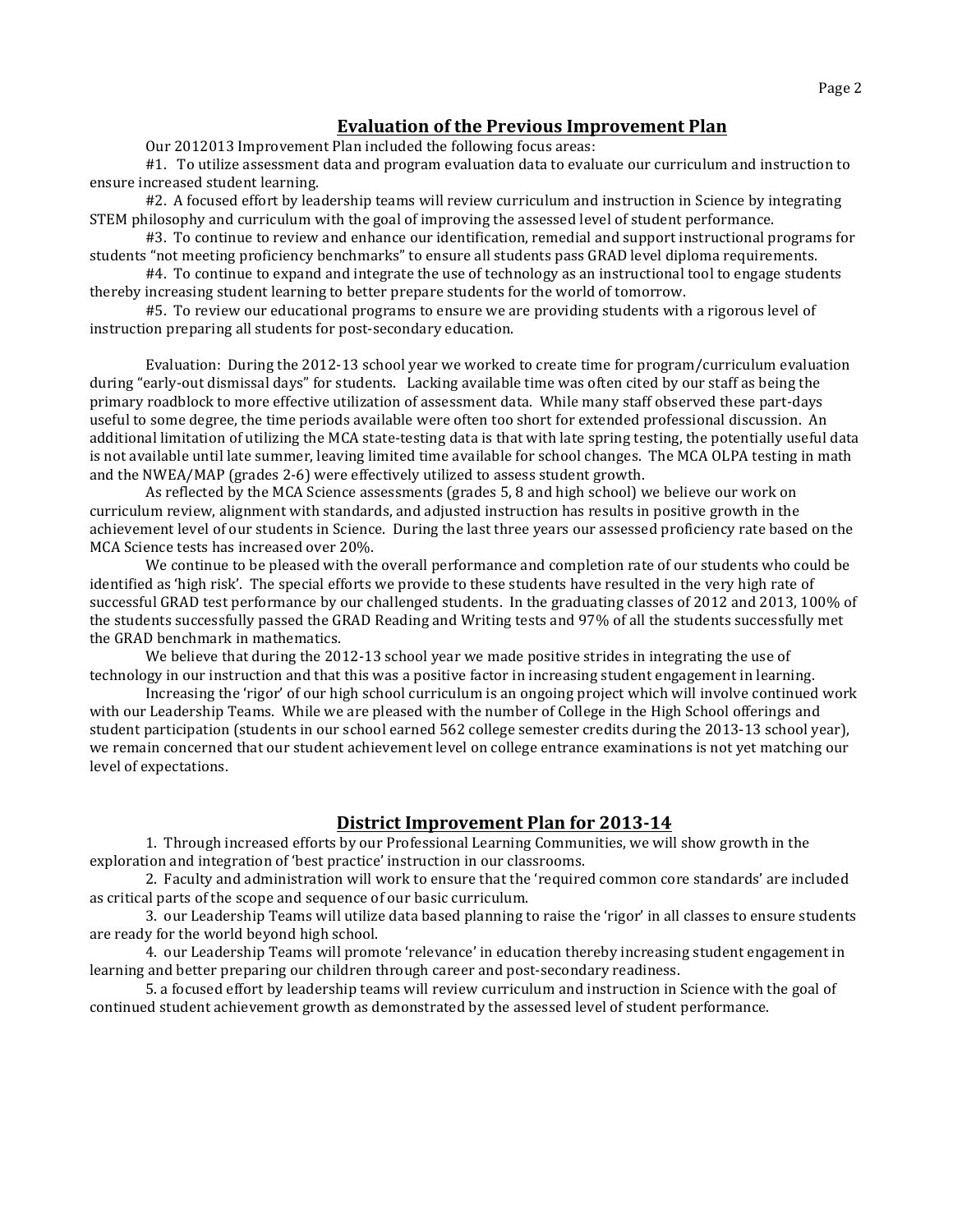## Evaluation of the Previous Improvement Plan

Our 2012013 Improvement Plan included the following focus areas:

#1. To utilize assessment data and program evaluation data to evaluate our curriculum and instruction to ensure increased student learning.

#2. A focused effort by leadership teams will review curriculum and instruction in Science by integrating STEM philosophy and curriculum with the goal of improving the assessed level of student performance.

#3. To continue to review and enhance our identification, remedial and support instructional programs for students "not meeting proficiency benchmarks" to ensure all students pass GRAD level diploma requirements.

#4. To continue to expand and integrate the use of technology as an instructional tool to engage students thereby increasing student learning to better prepare students for the world of tomorrow.

#5. To review our educational programs to ensure we are providing students with a rigorous level of instruction preparing all students for post-secondary education.

Evaluation: During the 2012-13 school year we worked to create time for program/curriculum evaluation during "early-out dismissal days" for students. Lacking available time was often cited by our staff as being the primary roadblock to more effective utilization of assessment data. While many staff observed these part-days useful to some degree, the time periods available were often too short for extended professional discussion. An additional limitation of utilizing the MCA state-testing data is that with late spring testing, the potentially useful data is not available until late summer, leaving limited time available for school changes. The MCA OLPA testing in math and the NWEA/MAP (grades 2-6) were effectively utilized to assess student growth.

As reflected by the MCA Science assessments (grades 5, 8 and high school) we believe our work on curriculum review, alignment with standards, and adjusted instruction has results in positive growth in the achievement level of our students in Science. During the last three years our assessed proficiency rate based on the MCA Science tests has increased over 20%.

We continue to be pleased with the overall performance and completion rate of our students who could be identified as 'high risk'. The special efforts we provide to these students have resulted in the very high rate of successful GRAD test performance by our challenged students. In the graduating classes of 2012 and 2013, 100% of the students successfully passed the GRAD Reading and Writing tests and 97% of all the students successfully met the GRAD benchmark in mathematics.

We believe that during the 2012-13 school year we made positive strides in integrating the use of technology in our instruction and that this was a positive factor in increasing student engagement in learning.

Increasing the 'rigor' of our high school curriculum is an ongoing project which will involve continued work with our Leadership Teams. While we are pleased with the number of College in the High School offerings and student participation (students in our school earned 562 college semester credits during the 2013-13 school year), we remain concerned that our student achievement level on college entrance examinations is not yet matching our level of expectations.

## District Improvement Plan for 2013-14

1. Through increased efforts by our Professional Learning Communities, we will show growth in the exploration and integration of 'best practice' instruction in our classrooms.

2. Faculty and administration will work to ensure that the 'required common core standards' are included as critical parts of the scope and sequence of our basic curriculum.

3. our Leadership Teams will utilize data based planning to raise the 'rigor' in all classes to ensure students are ready for the world beyond high school.

4. our Leadership Teams will promote 'relevance' in education thereby increasing student engagement in learning and better preparing our children through career and post-secondary readiness.

5. a focused effort by leadership teams will review curriculum and instruction in Science with the goal of continued student achievement growth as demonstrated by the assessed level of student performance.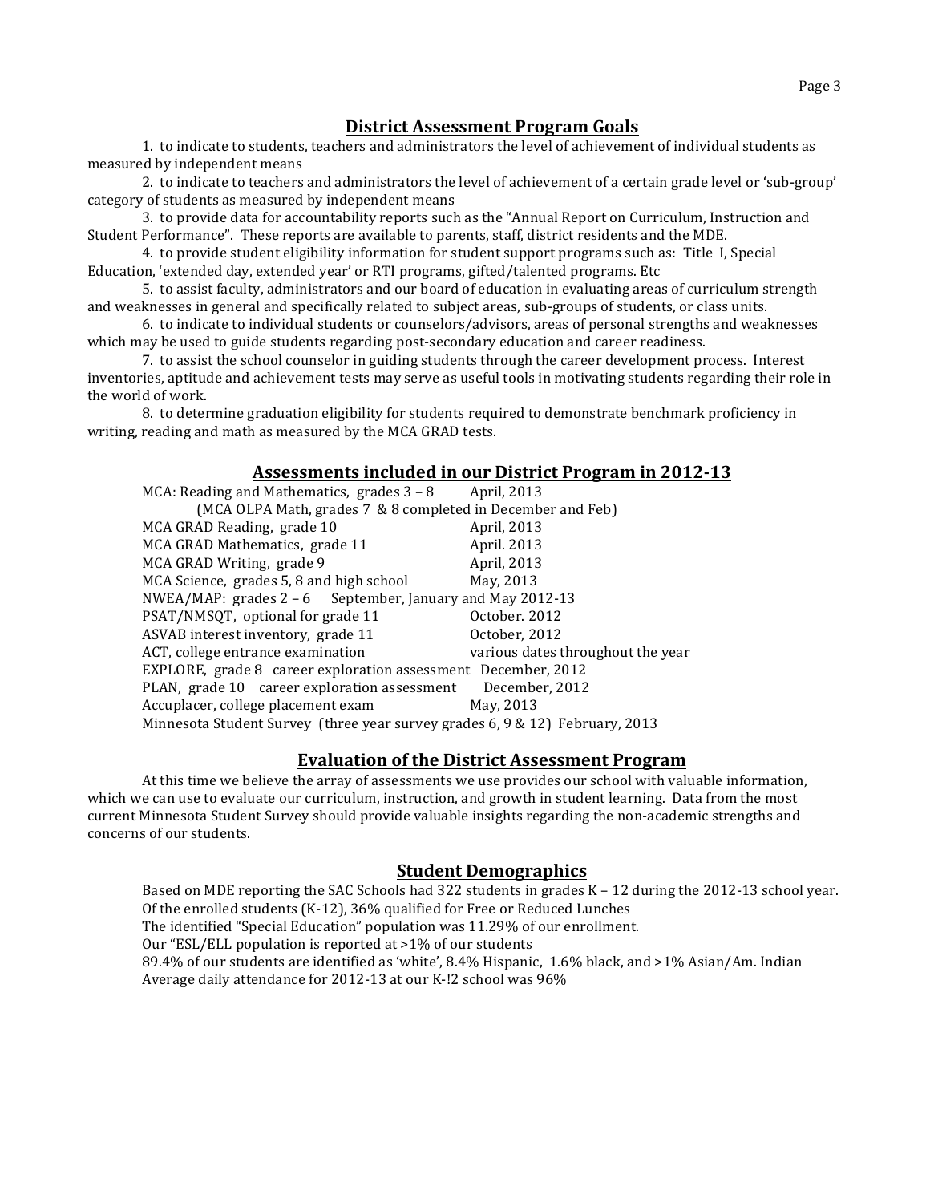## District Assessment Program Goals

1. to indicate to students, teachers and administrators the level of achievement of individual students as measured by independent means

2. to indicate to teachers and administrators the level of achievement of a certain grade level or 'sub-group' category of students as measured by independent means

3. to provide data for accountability reports such as the "Annual Report on Curriculum, Instruction and Student Performance". These reports are available to parents, staff, district residents and the MDE.

4. to provide student eligibility information for student support programs such as: Title I, Special Education, 'extended day, extended year' or RTI programs, gifted/talented programs. Etc

5. to assist faculty, administrators and our board of education in evaluating areas of curriculum strength and weaknesses in general and specifically related to subject areas, sub-groups of students, or class units.

6. to indicate to individual students or counselors/advisors, areas of personal strengths and weaknesses which may be used to guide students regarding post-secondary education and career readiness.

7. to assist the school counselor in guiding students through the career development process. Interest inventories, aptitude and achievement tests may serve as useful tools in motivating students regarding their role in the world of work.

8. to determine graduation eligibility for students required to demonstrate benchmark proficiency in writing, reading and math as measured by the MCA GRAD tests.

## Assessments included in our District Program in 2012-13

| Assessment | Date |
|---|---|
| MCA: Reading and Mathematics, grades 3 – 8 | April, 2013 |
| (MCA OLPA Math, grades 7 & 8 completed in December and Feb) | |
| MCA GRAD Reading, grade 10 | April, 2013 |
| MCA GRAD Mathematics, grade 11 | April. 2013 |
| MCA GRAD Writing, grade 9 | April, 2013 |
| MCA Science, grades 5, 8 and high school | May, 2013 |
| NWEA/MAP: grades 2 – 6 | September, January and May 2012-13 |
| PSAT/NMSQT, optional for grade 11 | October. 2012 |
| ASVAB interest inventory, grade 11 | October, 2012 |
| ACT, college entrance examination | various dates throughout the year |
| EXPLORE, grade 8 career exploration assessment | December, 2012 |
| PLAN, grade 10 career exploration assessment | December, 2012 |
| Accuplacer, college placement exam | May, 2013 |
| Minnesota Student Survey (three year survey grades 6, 9 & 12) | February, 2013 |

## Evaluation of the District Assessment Program

At this time we believe the array of assessments we use provides our school with valuable information, which we can use to evaluate our curriculum, instruction, and growth in student learning. Data from the most current Minnesota Student Survey should provide valuable insights regarding the non-academic strengths and concerns of our students.

## Student Demographics

Based on MDE reporting the SAC Schools had 322 students in grades K – 12 during the 2012-13 school year.
Of the enrolled students (K-12), 36% qualified for Free or Reduced Lunches
The identified "Special Education" population was 11.29% of our enrollment.
Our "ESL/ELL population is reported at >1% of our students
89.4% of our students are identified as 'white', 8.4% Hispanic, 1.6% black, and >1% Asian/Am. Indian
Average daily attendance for 2012-13 at our K-!2 school was 96%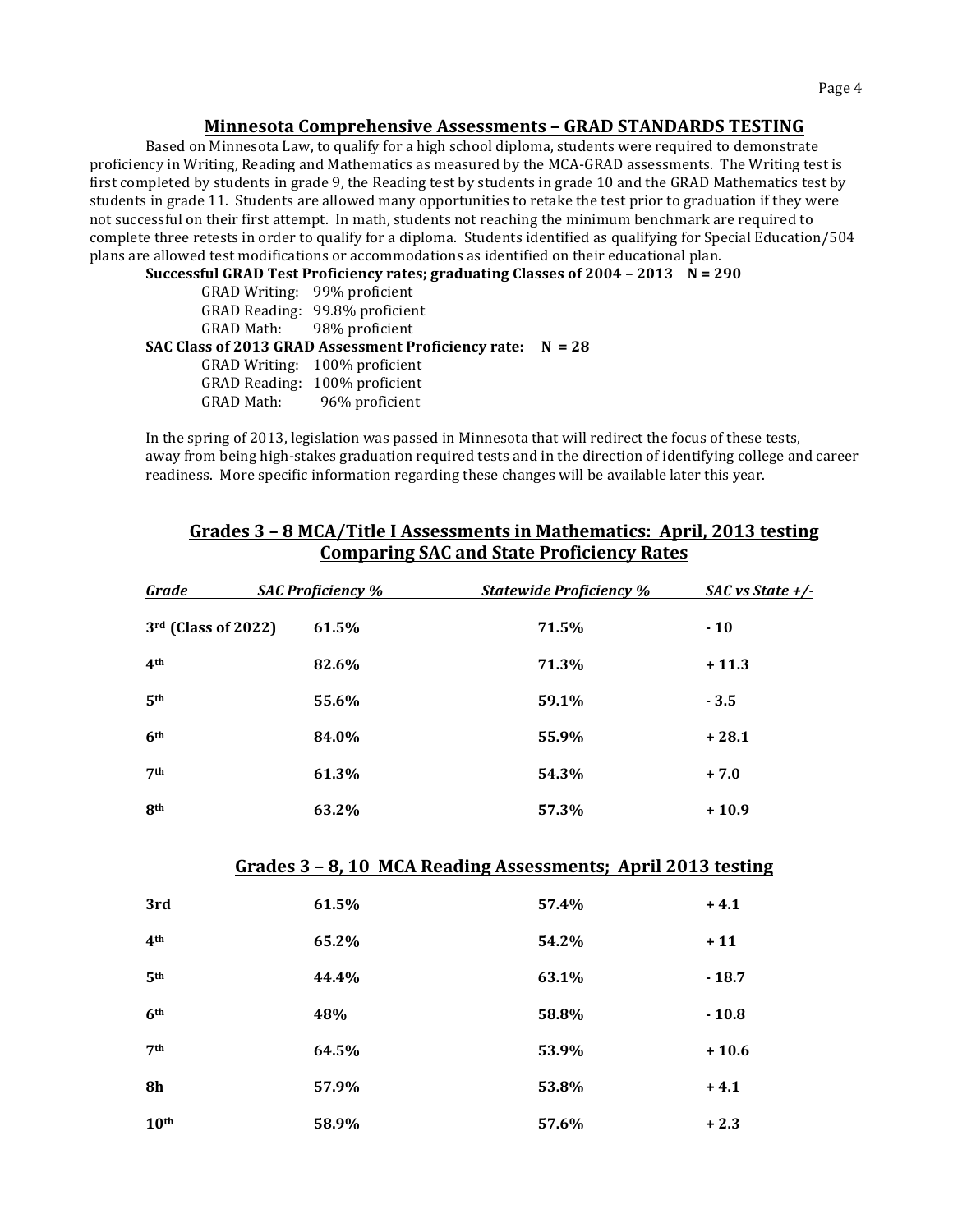## Minnesota Comprehensive Assessments – GRAD STANDARDS TESTING

Based on Minnesota Law, to qualify for a high school diploma, students were required to demonstrate proficiency in Writing, Reading and Mathematics as measured by the MCA-GRAD assessments. The Writing test is first completed by students in grade 9, the Reading test by students in grade 10 and the GRAD Mathematics test by students in grade 11. Students are allowed many opportunities to retake the test prior to graduation if they were not successful on their first attempt. In math, students not reaching the minimum benchmark are required to complete three retests in order to qualify for a diploma. Students identified as qualifying for Special Education/504 plans are allowed test modifications or accommodations as identified on their educational plan.

**Successful GRAD Test Proficiency rates; graduating Classes of 2004 – 2013 N = 290**

- GRAD Writing: 99% proficient
- GRAD Reading: 99.8% proficient
- GRAD Math: 98% proficient

**SAC Class of 2013 GRAD Assessment Proficiency rate: N = 28**

- GRAD Writing: 100% proficient
- GRAD Reading: 100% proficient
- GRAD Math: 96% proficient

In the spring of 2013, legislation was passed in Minnesota that will redirect the focus of these tests, away from being high-stakes graduation required tests and in the direction of identifying college and career readiness. More specific information regarding these changes will be available later this year.

## Grades 3 – 8 MCA/Title I Assessments in Mathematics: April, 2013 testing Comparing SAC and State Proficiency Rates

| *Grade* | *SAC Proficiency %* | *Statewide Proficiency %* | *SAC vs State +/-* |
|---|---|---|---|
| **3rd (Class of 2022)** | **61.5%** | **71.5%** | **- 10** |
| **4th** | **82.6%** | **71.3%** | **+ 11.3** |
| **5th** | **55.6%** | **59.1%** | **- 3.5** |
| **6th** | **84.0%** | **55.9%** | **+ 28.1** |
| **7th** | **61.3%** | **54.3%** | **+ 7.0** |
| **8th** | **63.2%** | **57.3%** | **+ 10.9** |

## Grades 3 – 8, 10 MCA Reading Assessments; April 2013 testing

| *Grade* | *SAC Proficiency %* | *Statewide Proficiency %* | *SAC vs State +/-* |
|---|---|---|---|
| **3rd** | **61.5%** | **57.4%** | **+ 4.1** |
| **4th** | **65.2%** | **54.2%** | **+ 11** |
| **5th** | **44.4%** | **63.1%** | **- 18.7** |
| **6th** | **48%** | **58.8%** | **- 10.8** |
| **7th** | **64.5%** | **53.9%** | **+ 10.6** |
| **8h** | **57.9%** | **53.8%** | **+ 4.1** |
| **10th** | **58.9%** | **57.6%** | **+ 2.3** |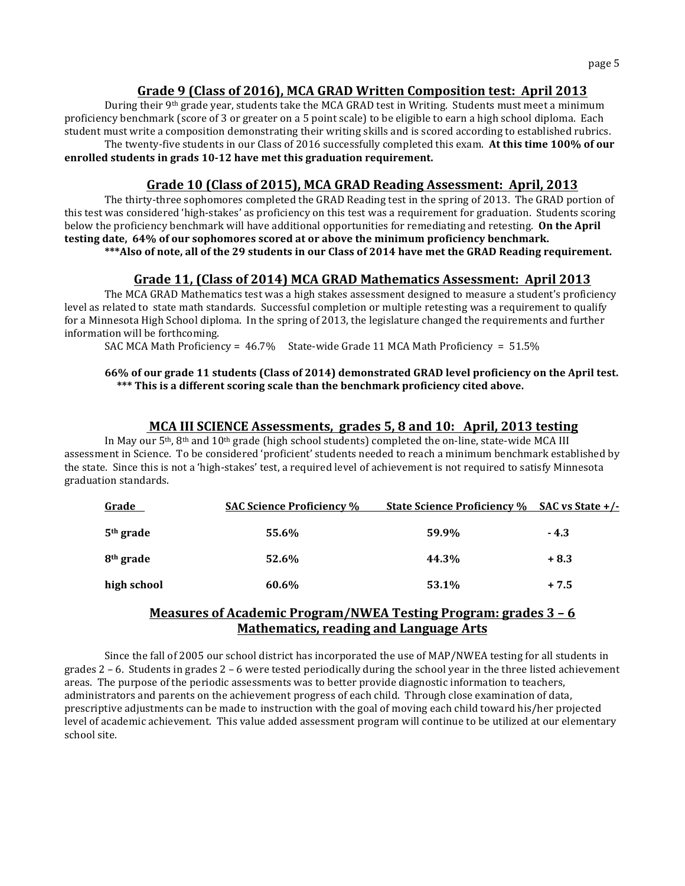## Grade 9 (Class of 2016), MCA GRAD Written Composition test: April 2013

During their 9th grade year, students take the MCA GRAD test in Writing. Students must meet a minimum proficiency benchmark (score of 3 or greater on a 5 point scale) to be eligible to earn a high school diploma. Each student must write a composition demonstrating their writing skills and is scored according to established rubrics.

The twenty-five students in our Class of 2016 successfully completed this exam. **At this time 100% of our enrolled students in grads 10-12 have met this graduation requirement.**

## Grade 10 (Class of 2015), MCA GRAD Reading Assessment: April, 2013

The thirty-three sophomores completed the GRAD Reading test in the spring of 2013. The GRAD portion of this test was considered 'high-stakes' as proficiency on this test was a requirement for graduation. Students scoring below the proficiency benchmark will have additional opportunities for remediating and retesting. **On the April testing date, 64% of our sophomores scored at or above the minimum proficiency benchmark.**

**\*\*\*Also of note, all of the 29 students in our Class of 2014 have met the GRAD Reading requirement.**

## Grade 11, (Class of 2014) MCA GRAD Mathematics Assessment: April 2013

The MCA GRAD Mathematics test was a high stakes assessment designed to measure a student's proficiency level as related to state math standards. Successful completion or multiple retesting was a requirement to qualify for a Minnesota High School diploma. In the spring of 2013, the legislature changed the requirements and further information will be forthcoming.

SAC MCA Math Proficiency = 46.7%    State-wide Grade 11 MCA Math Proficiency = 51.5%

**66% of our grade 11 students (Class of 2014) demonstrated GRAD level proficiency on the April test.**
**\*\*\* This is a different scoring scale than the benchmark proficiency cited above.**

## MCA III SCIENCE Assessments, grades 5, 8 and 10: April, 2013 testing

In May our 5th, 8th and 10th grade (high school students) completed the on-line, state-wide MCA III assessment in Science. To be considered 'proficient' students needed to reach a minimum benchmark established by the state. Since this is not a 'high-stakes' test, a required level of achievement is not required to satisfy Minnesota graduation standards.

| Grade | SAC Science Proficiency % | State Science Proficiency % | SAC vs State +/- |
|---|---|---|---|
| **5th grade** | **55.6%** | **59.9%** | **- 4.3** |
| **8th grade** | **52.6%** | **44.3%** | **+ 8.3** |
| **high school** | **60.6%** | **53.1%** | **+ 7.5** |

## Measures of Academic Program/NWEA Testing Program: grades 3 – 6 Mathematics, reading and Language Arts

Since the fall of 2005 our school district has incorporated the use of MAP/NWEA testing for all students in grades 2 – 6. Students in grades 2 – 6 were tested periodically during the school year in the three listed achievement areas. The purpose of the periodic assessments was to better provide diagnostic information to teachers, administrators and parents on the achievement progress of each child. Through close examination of data, prescriptive adjustments can be made to instruction with the goal of moving each child toward his/her projected level of academic achievement. This value added assessment program will continue to be utilized at our elementary school site.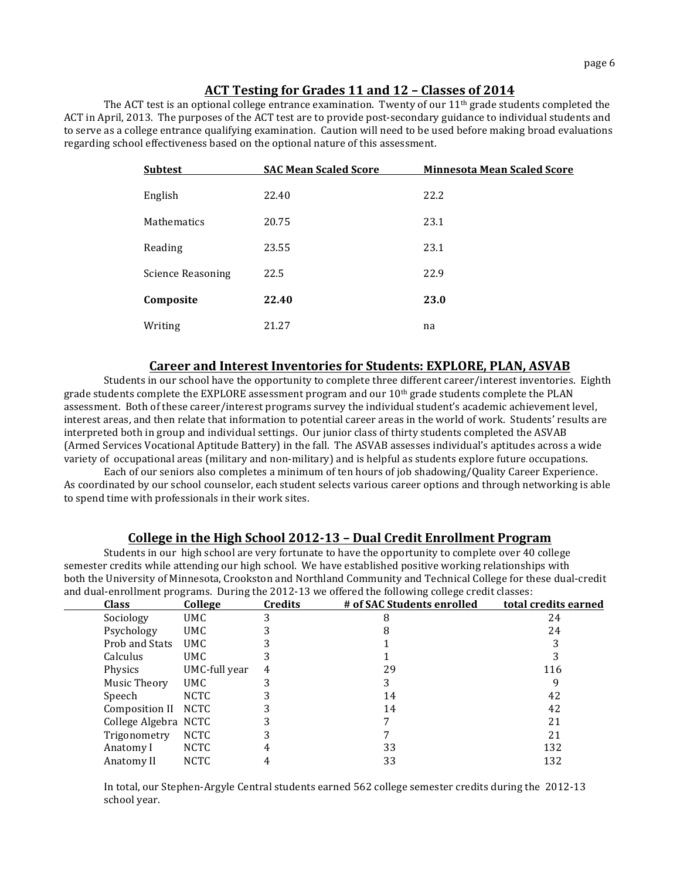## ACT Testing for Grades 11 and 12 – Classes of 2014

The ACT test is an optional college entrance examination. Twenty of our 11th grade students completed the ACT in April, 2013. The purposes of the ACT test are to provide post-secondary guidance to individual students and to serve as a college entrance qualifying examination. Caution will need to be used before making broad evaluations regarding school effectiveness based on the optional nature of this assessment.

| Subtest | SAC Mean Scaled Score | Minnesota Mean Scaled Score |
|---|---|---|
| English | 22.40 | 22.2 |
| Mathematics | 20.75 | 23.1 |
| Reading | 23.55 | 23.1 |
| Science Reasoning | 22.5 | 22.9 |
| **Composite** | **22.40** | **23.0** |
| Writing | 21.27 | na |

## Career and Interest Inventories for Students: EXPLORE, PLAN, ASVAB

Students in our school have the opportunity to complete three different career/interest inventories. Eighth grade students complete the EXPLORE assessment program and our 10th grade students complete the PLAN assessment. Both of these career/interest programs survey the individual student's academic achievement level, interest areas, and then relate that information to potential career areas in the world of work. Students' results are interpreted both in group and individual settings. Our junior class of thirty students completed the ASVAB (Armed Services Vocational Aptitude Battery) in the fall. The ASVAB assesses individual's aptitudes across a wide variety of occupational areas (military and non-military) and is helpful as students explore future occupations.

Each of our seniors also completes a minimum of ten hours of job shadowing/Quality Career Experience. As coordinated by our school counselor, each student selects various career options and through networking is able to spend time with professionals in their work sites.

## College in the High School 2012-13 – Dual Credit Enrollment Program

Students in our high school are very fortunate to have the opportunity to complete over 40 college semester credits while attending our high school. We have established positive working relationships with both the University of Minnesota, Crookston and Northland Community and Technical College for these dual-credit and dual-enrollment programs. During the 2012-13 we offered the following college credit classes:

| Class | College | Credits | # of SAC Students enrolled | total credits earned |
|---|---|---|---|---|
| Sociology | UMC | 3 | 8 | 24 |
| Psychology | UMC | 3 | 8 | 24 |
| Prob and Stats | UMC | 3 | 1 | 3 |
| Calculus | UMC | 3 | 1 | 3 |
| Physics | UMC-full year | 4 | 29 | 116 |
| Music Theory | UMC | 3 | 3 | 9 |
| Speech | NCTC | 3 | 14 | 42 |
| Composition II | NCTC | 3 | 14 | 42 |
| College Algebra | NCTC | 3 | 7 | 21 |
| Trigonometry | NCTC | 3 | 7 | 21 |
| Anatomy I | NCTC | 4 | 33 | 132 |
| Anatomy II | NCTC | 4 | 33 | 132 |

In total, our Stephen-Argyle Central students earned 562 college semester credits during the 2012-13 school year.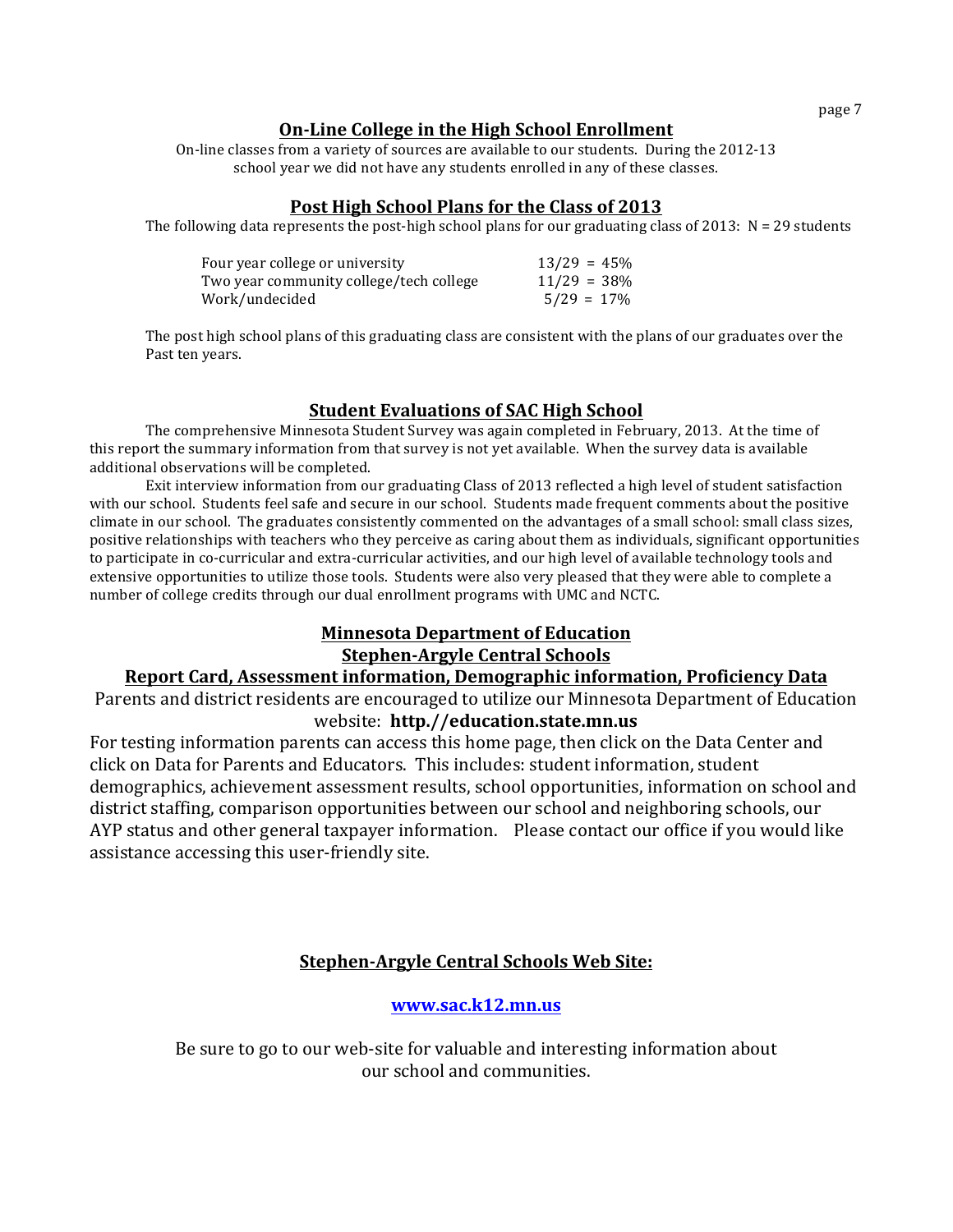## On-Line College in the High School Enrollment

On-line classes from a variety of sources are available to our students. During the 2012-13 school year we did not have any students enrolled in any of these classes.

## Post High School Plans for the Class of 2013

The following data represents the post-high school plans for our graduating class of 2013: N = 29 students

| | |
|---|---|
| Four year college or university | 13/29 = 45% |
| Two year community college/tech college | 11/29 = 38% |
| Work/undecided | 5/29 = 17% |

The post high school plans of this graduating class are consistent with the plans of our graduates over the Past ten years.

## Student Evaluations of SAC High School

The comprehensive Minnesota Student Survey was again completed in February, 2013. At the time of this report the summary information from that survey is not yet available. When the survey data is available additional observations will be completed.

Exit interview information from our graduating Class of 2013 reflected a high level of student satisfaction with our school. Students feel safe and secure in our school. Students made frequent comments about the positive climate in our school. The graduates consistently commented on the advantages of a small school: small class sizes, positive relationships with teachers who they perceive as caring about them as individuals, significant opportunities to participate in co-curricular and extra-curricular activities, and our high level of available technology tools and extensive opportunities to utilize those tools. Students were also very pleased that they were able to complete a number of college credits through our dual enrollment programs with UMC and NCTC.

## Minnesota Department of Education
## Stephen-Argyle Central Schools
## Report Card, Assessment information, Demographic information, Proficiency Data

Parents and district residents are encouraged to utilize our Minnesota Department of Education website: **http.//education.state.mn.us**

For testing information parents can access this home page, then click on the Data Center and click on Data for Parents and Educators. This includes: student information, student demographics, achievement assessment results, school opportunities, information on school and district staffing, comparison opportunities between our school and neighboring schools, our AYP status and other general taxpayer information. Please contact our office if you would like assistance accessing this user-friendly site.

## Stephen-Argyle Central Schools Web Site:

**www.sac.k12.mn.us**

Be sure to go to our web-site for valuable and interesting information about our school and communities.